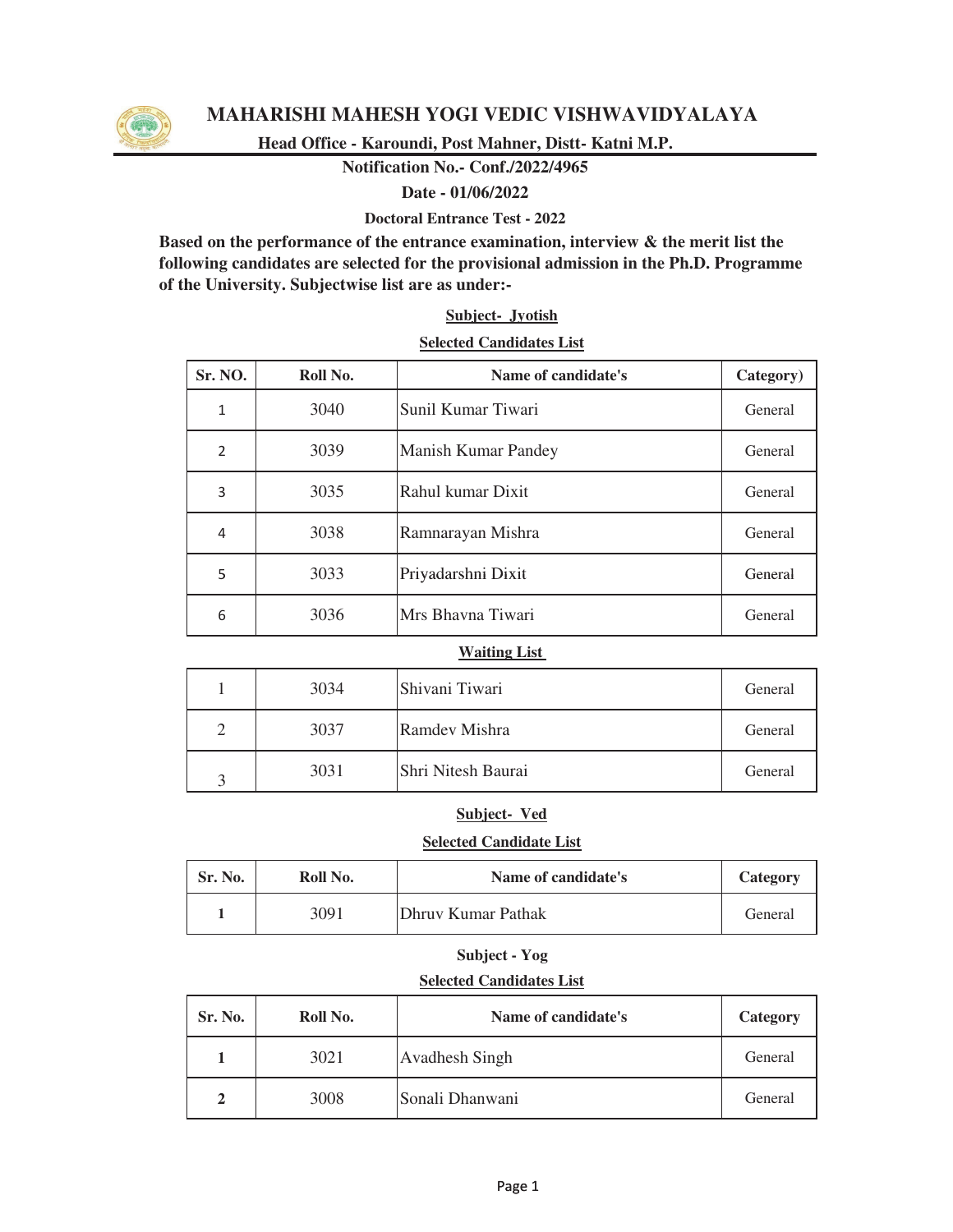# MAHARISHI MAHESH YOGI VEDIC VISHWAVIDYALAYA

**Head Office - Karoundi, Post Mahner, Distt- Katni M.P.**

**Notification No.- Conf./2022/4965**

**Date - 01/06/2022**

**Doctoral Entrance Test - 2022**

**Based on the performance of the entrance examination, interview & the merit list the following candidates are selected for the provisional admission in the Ph.D. Programme of the University. Subjectwise list are as under:-**

**Subject- Jyotish**

**Selected Candidates List**

| Sr. NO. | Roll No. | Name of candidate's | Category) |
|---|---|---|---|
| 1 | 3040 | Sunil Kumar Tiwari | General |
| 2 | 3039 | Manish Kumar Pandey | General |
| 3 | 3035 | Rahul kumar Dixit | General |
| 4 | 3038 | Ramnarayan Mishra | General |
| 5 | 3033 | Priyadarshni Dixit | General |
| 6 | 3036 | Mrs Bhavna Tiwari | General |

**Waiting List**

| | | | |
|---|---|---|---|
| 1 | 3034 | Shivani Tiwari | General |
| 2 | 3037 | Ramdev Mishra | General |
| 3 | 3031 | Shri Nitesh Baurai | General |

**Subject- Ved**

**Selected Candidate List**

| Sr. No. | Roll No. | Name of candidate's | Category |
|---|---|---|---|
| 1 | 3091 | Dhruv Kumar Pathak | General |

**Subject - Yog**

**Selected Candidates List**

| Sr. No. | Roll No. | Name of candidate's | Category |
|---|---|---|---|
| 1 | 3021 | Avadhesh Singh | General |
| 2 | 3008 | Sonali Dhanwani | General |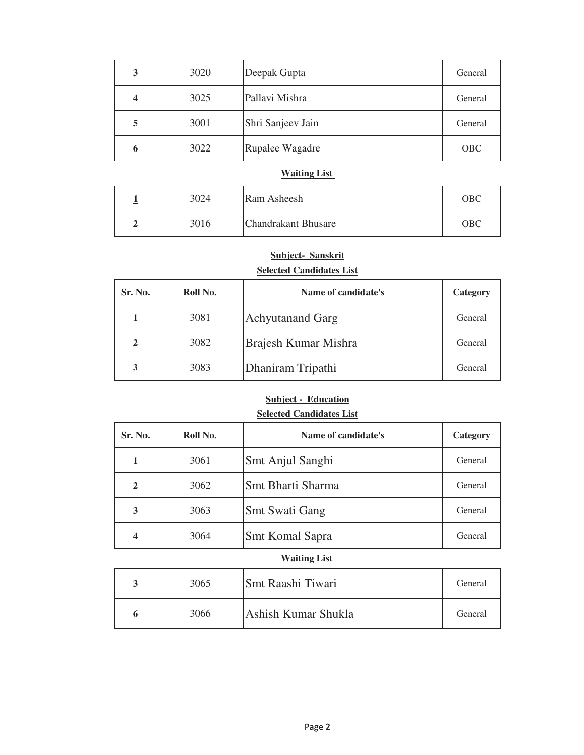| | | | |
|---|---|---|---|
| **3** | 3020 | Deepak Gupta | General |
| **4** | 3025 | Pallavi Mishra | General |
| **5** | 3001 | Shri Sanjeev Jain | General |
| **6** | 3022 | Rupalee Wagadre | OBC |

**Waiting List**

| | | | |
|---|---|---|---|
| **1** | 3024 | Ram Asheesh | OBC |
| **2** | 3016 | Chandrakant Bhusare | OBC |

**Subject- Sanskrit**

**Selected Candidates List**

| Sr. No. | Roll No. | Name of candidate's | Category |
|---|---|---|---|
| **1** | 3081 | Achyutanand Garg | General |
| **2** | 3082 | Brajesh Kumar Mishra | General |
| **3** | 3083 | Dhaniram Tripathi | General |

**Subject - Education**

**Selected Candidates List**

| Sr. No. | Roll No. | Name of candidate's | Category |
|---|---|---|---|
| **1** | 3061 | Smt Anjul Sanghi | General |
| **2** | 3062 | Smt Bharti Sharma | General |
| **3** | 3063 | Smt Swati Gang | General |
| **4** | 3064 | Smt Komal Sapra | General |

**Waiting List**

| | | | |
|---|---|---|---|
| **3** | 3065 | Smt Raashi Tiwari | General |
| **6** | 3066 | Ashish Kumar Shukla | General |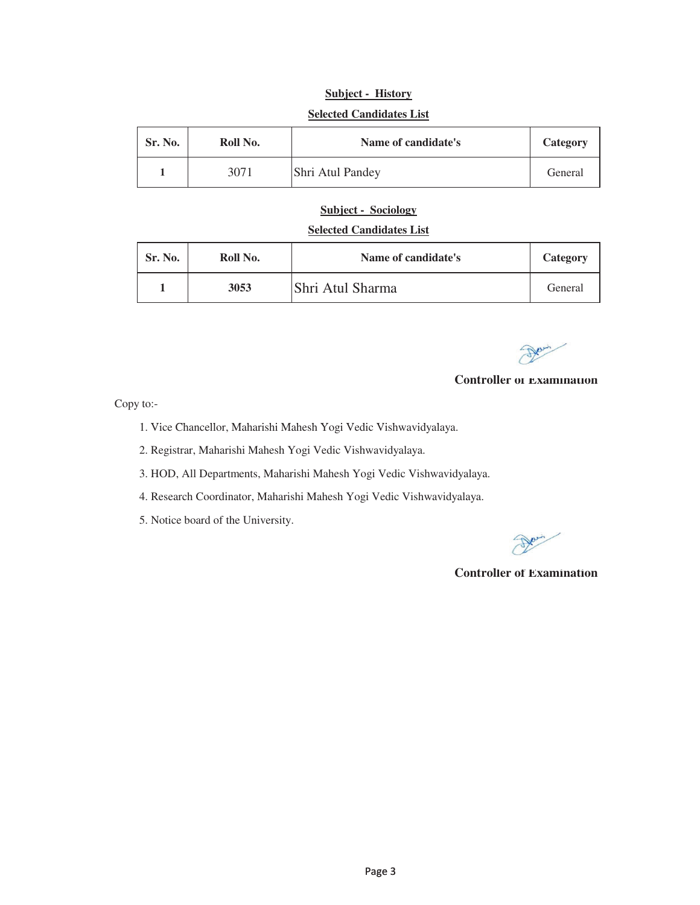**Subject - History**

**Selected Candidates List**

| Sr. No. | Roll No. | Name of candidate's | Category |
|---|---|---|---|
| 1 | 3071 | Shri Atul Pandey | General |

**Subject - Sociology**

**Selected Candidates List**

| Sr. No. | Roll No. | Name of candidate's | Category |
|---|---|---|---|
| 1 | 3053 | Shri Atul Sharma | General |

**Controller of Examination**

Copy to:-

1. Vice Chancellor, Maharishi Mahesh Yogi Vedic Vishwavidyalaya.
2. Registrar, Maharishi Mahesh Yogi Vedic Vishwavidyalaya.
3. HOD, All Departments, Maharishi Mahesh Yogi Vedic Vishwavidyalaya.
4. Research Coordinator, Maharishi Mahesh Yogi Vedic Vishwavidyalaya.
5. Notice board of the University.

**Controller of Examination**